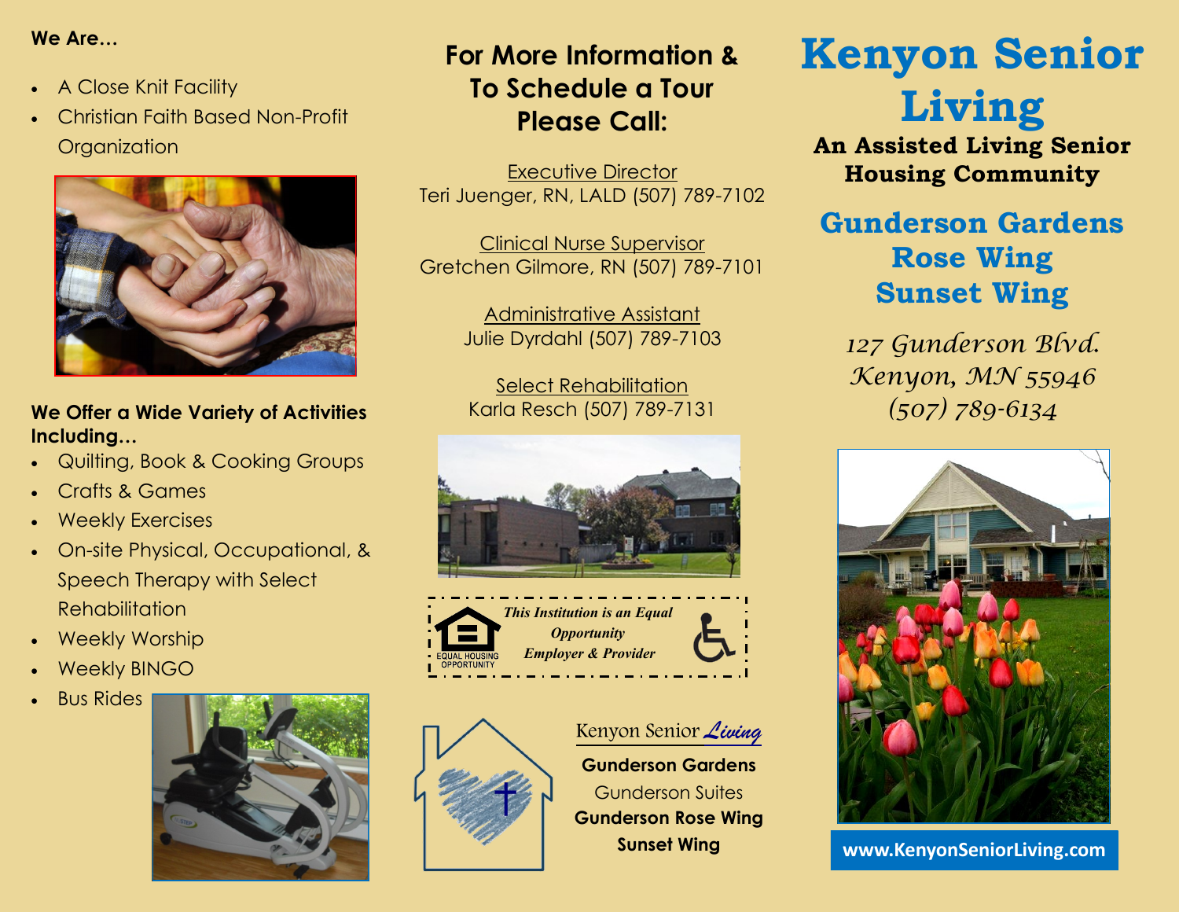**We Are…**

- A Close Knit Facility
- Christian Faith Based Non-Profit Organization

**We Offer a Wide Variety of Activities Including…**

- Quilting, Book & Cooking Groups
- Crafts & Games
- Weekly Exercises
- On-site Physical, Occupational, & Speech Therapy with Select Rehabilitation
- Weekly Worship
- Weekly BINGO
- Bus Rides

## For More Information & To Schedule a Tour Please Call:

Executive Director
Teri Juenger, RN, LALD (507) 789-7102

Clinical Nurse Supervisor
Gretchen Gilmore, RN (507) 789-7101

Administrative Assistant
Julie Dyrdahl (507) 789-7103

Select Rehabilitation
Karla Resch (507) 789-7131

EQUAL HOUSING OPPORTUNITY

*This Institution is an Equal Opportunity Employer & Provider*

Kenyon Senior *Living*

**Gunderson Gardens**
Gunderson Suites
**Gunderson Rose Wing**
**Sunset Wing**

# Kenyon Senior Living

**An Assisted Living Senior Housing Community**

## Gunderson Gardens
## Rose Wing
## Sunset Wing

*127 Gunderson Blvd.*
*Kenyon, MN 55946*
*(507) 789-6134*

**www.KenyonSeniorLiving.com**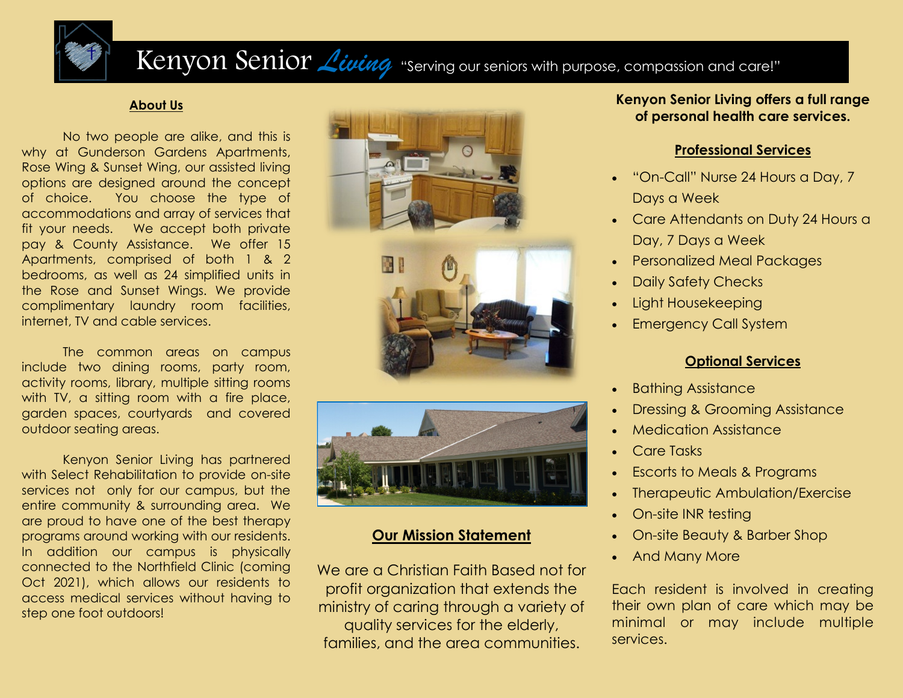# Kenyon Senior *Living* "Serving our seniors with purpose, compassion and care!"

## About Us

No two people are alike, and this is why at Gunderson Gardens Apartments, Rose Wing & Sunset Wing, our assisted living options are designed around the concept of choice. You choose the type of accommodations and array of services that fit your needs. We accept both private pay & County Assistance. We offer 15 Apartments, comprised of both 1 & 2 bedrooms, as well as 24 simplified units in the Rose and Sunset Wings. We provide complimentary laundry room facilities, internet, TV and cable services.

The common areas on campus include two dining rooms, party room, activity rooms, library, multiple sitting rooms with TV, a sitting room with a fire place, garden spaces, courtyards and covered outdoor seating areas.

Kenyon Senior Living has partnered with Select Rehabilitation to provide on-site services not only for our campus, but the entire community & surrounding area. We are proud to have one of the best therapy programs around working with our residents. In addition our campus is physically connected to the Northfield Clinic (coming Oct 2021), which allows our residents to access medical services without having to step one foot outdoors!

## Our Mission Statement

We are a Christian Faith Based not for profit organization that extends the ministry of caring through a variety of quality services for the elderly, families, and the area communities.

**Kenyon Senior Living offers a full range of personal health care services.**

## Professional Services

- "On-Call" Nurse 24 Hours a Day, 7 Days a Week
- Care Attendants on Duty 24 Hours a Day, 7 Days a Week
- Personalized Meal Packages
- Daily Safety Checks
- Light Housekeeping
- Emergency Call System

## Optional Services

- Bathing Assistance
- Dressing & Grooming Assistance
- Medication Assistance
- Care Tasks
- Escorts to Meals & Programs
- Therapeutic Ambulation/Exercise
- On-site INR testing
- On-site Beauty & Barber Shop
- And Many More

Each resident is involved in creating their own plan of care which may be minimal or may include multiple services.